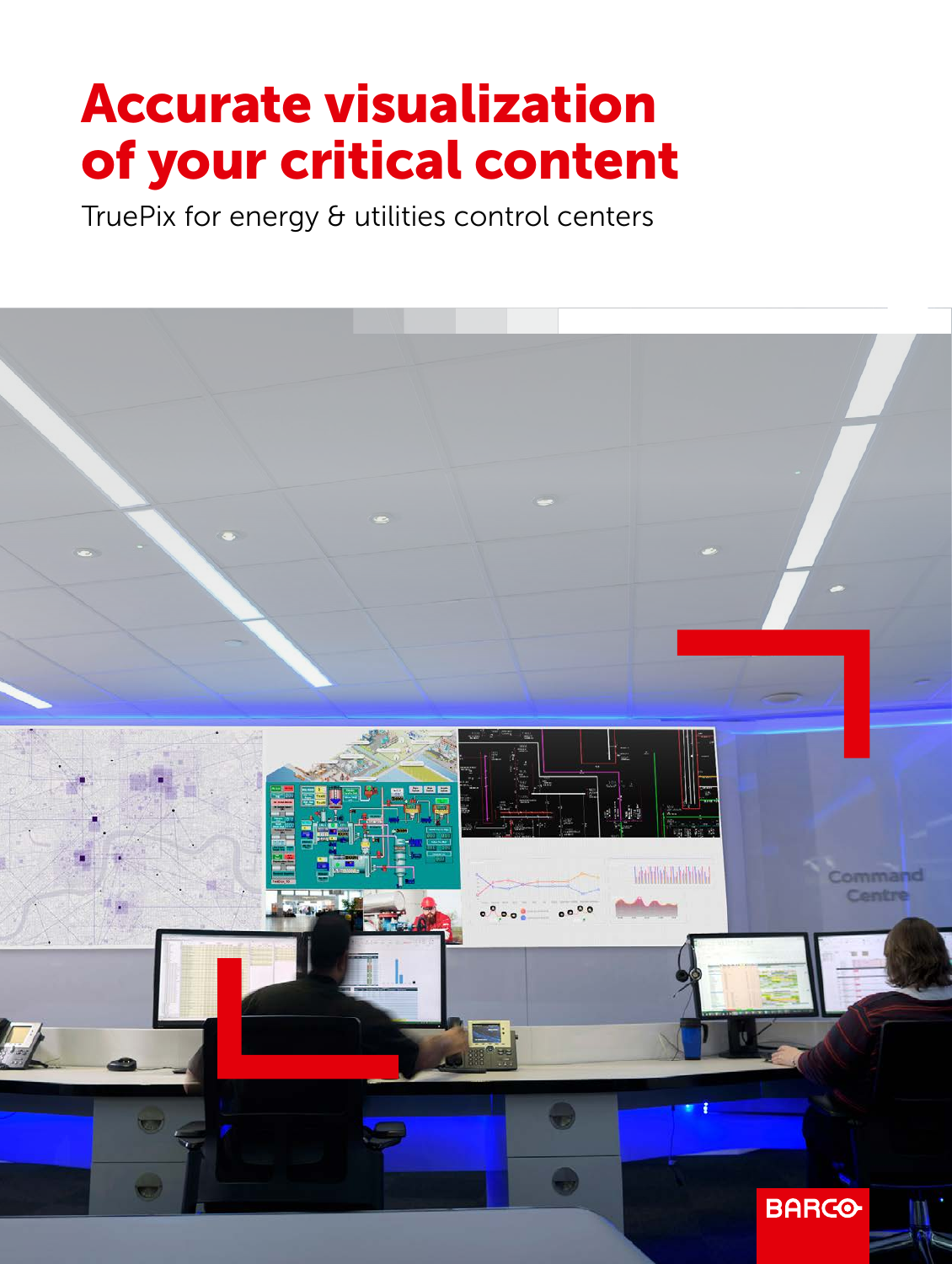# Accurate visualization of your critical content

TruePix for energy & utilities control centers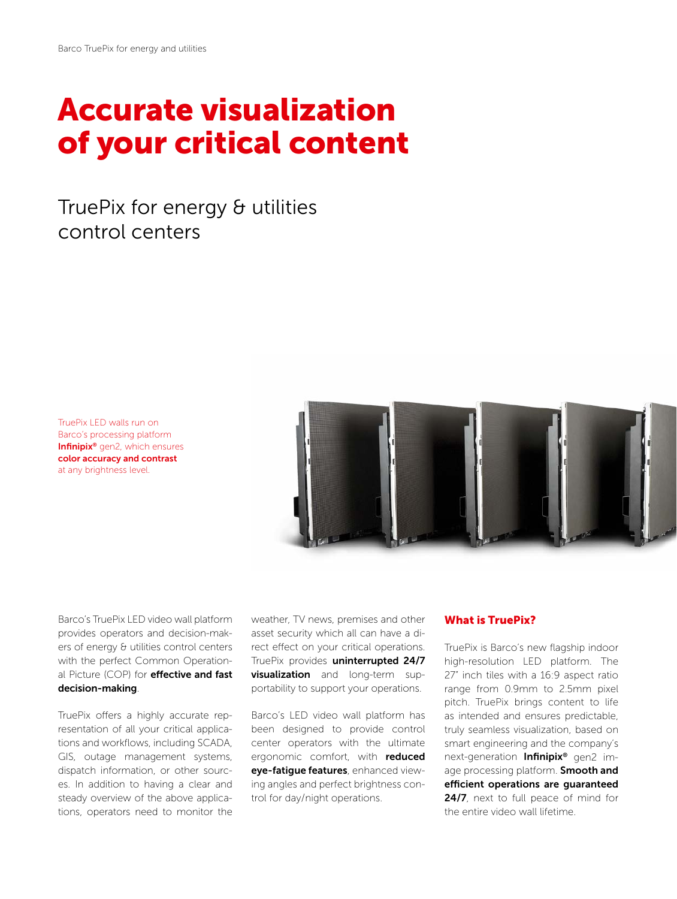# Accurate visualization of your critical content

## TruePix for energy & utilities control centers

TruePix LED walls run on Barco's processing platform **Infinipix®** gen2, which ensures **color accuracy and contrast** at any brightness level.

Barco's TruePix LED video wall platform provides operators and decision-makers of energy & utilities control centers with the perfect Common Operational Picture (COP) for **effective and fast decision-making**.

TruePix offers a highly accurate representation of all your critical applications and workflows, including SCADA, GIS, outage management systems, dispatch information, or other sources. In addition to having a clear and steady overview of the above applications, operators need to monitor the weather, TV news, premises and other asset security which all can have a direct effect on your critical operations. TruePix provides **uninterrupted 24/7 visualization** and long-term supportability to support your operations.

Barco's LED video wall platform has been designed to provide control center operators with the ultimate ergonomic comfort, with **reduced eye-fatigue features**, enhanced viewing angles and perfect brightness control for day/night operations.

### What is TruePix?

TruePix is Barco's new flagship indoor high-resolution LED platform. The 27" inch tiles with a 16:9 aspect ratio range from 0.9mm to 2.5mm pixel pitch. TruePix brings content to life as intended and ensures predictable, truly seamless visualization, based on smart engineering and the company's next-generation **Infinipix®** gen2 image processing platform. **Smooth and efficient operations are guaranteed 24/7**, next to full peace of mind for the entire video wall lifetime.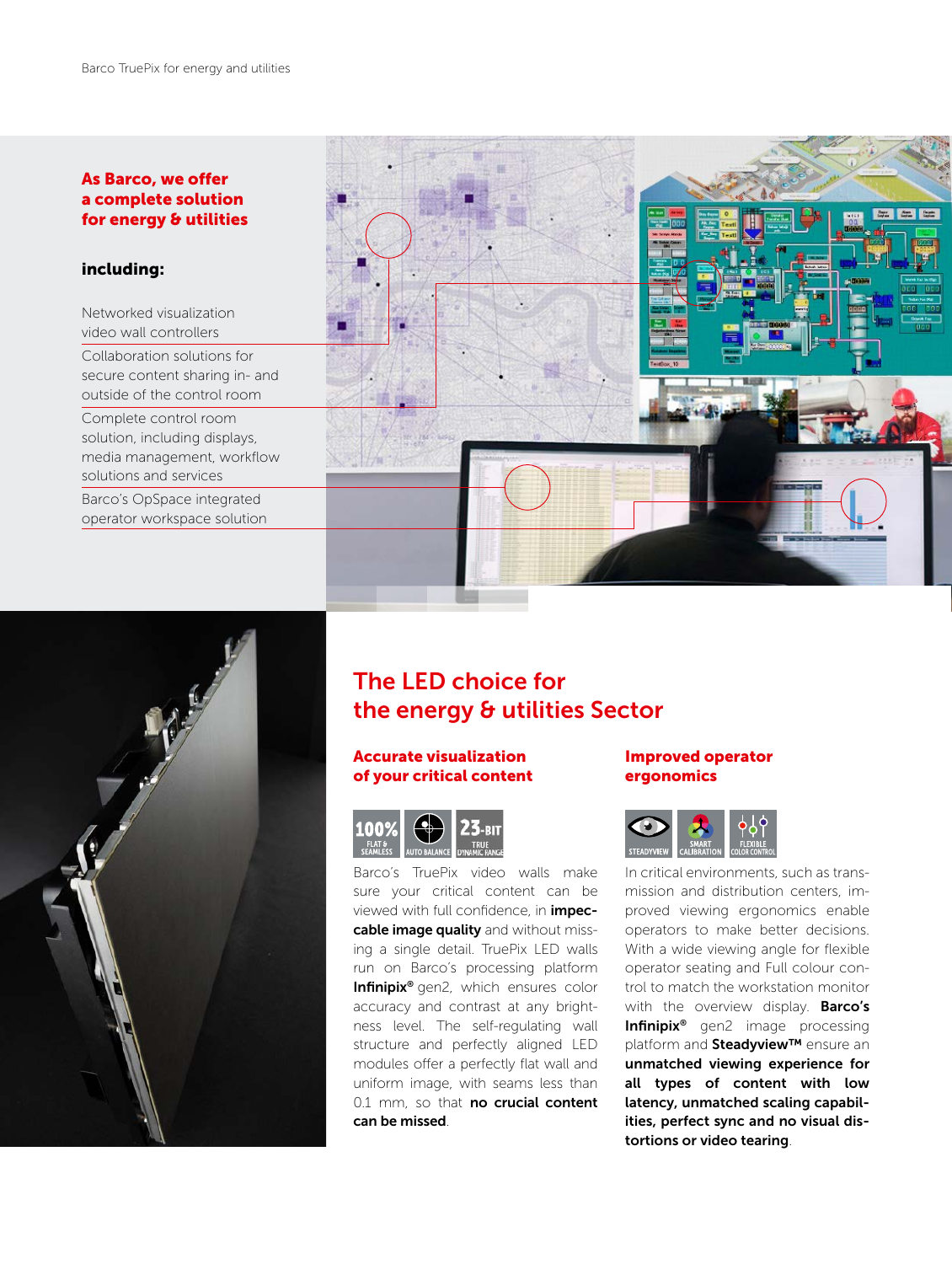**As Barco, we offer a complete solution for energy & utilities**

**including:**

Networked visualization video wall controllers

Collaboration solutions for secure content sharing in- and outside of the control room

Complete control room solution, including displays, media management, workflow solutions and services

Barco's OpSpace integrated operator workspace solution

## The LED choice for the energy & utilities Sector

### Accurate visualization of your critical content

100% FLAT & SEAMLESS
AUTO BALANCE
23-BIT TRUE DYNAMIC RANGE

Barco's TruePix video walls make sure your critical content can be viewed with full confidence, in **impeccable image quality** and without missing a single detail. TruePix LED walls run on Barco's processing platform **Infinipix®** gen2, which ensures color accuracy and contrast at any brightness level. The self-regulating wall structure and perfectly aligned LED modules offer a perfectly flat wall and uniform image, with seams less than 0.1 mm, so that **no crucial content can be missed**.

### Improved operator ergonomics

STEADYVIEW
SMART CALIBRATION
FLEXIBLE COLOR CONTROL

In critical environments, such as transmission and distribution centers, improved viewing ergonomics enable operators to make better decisions. With a wide viewing angle for flexible operator seating and Full colour control to match the workstation monitor with the overview display. **Barco's Infinipix®** gen2 image processing platform and **Steadyview™** ensure an **unmatched viewing experience for all types of content with low latency, unmatched scaling capabilities, perfect sync and no visual distortions or video tearing**.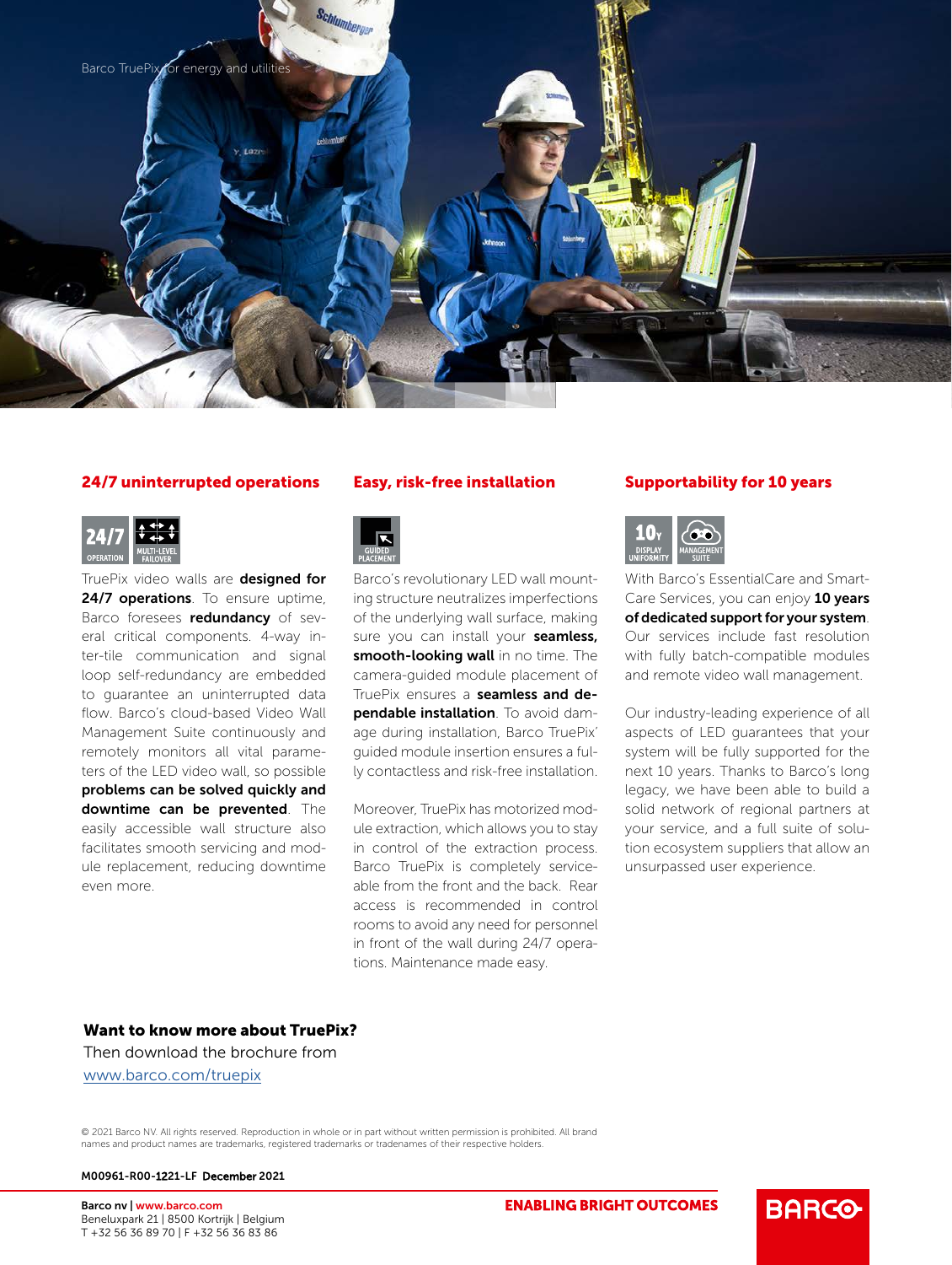Barco TruePix for energy and utilities

### 24/7 uninterrupted operations

24/7 OPERATION | MULTI-LEVEL FAILOVER

TruePix video walls are **designed for 24/7 operations**. To ensure uptime, Barco foresees **redundancy** of several critical components. 4-way inter-tile communication and signal loop self-redundancy are embedded to guarantee an uninterrupted data flow. Barco's cloud-based Video Wall Management Suite continuously and remotely monitors all vital parameters of the LED video wall, so possible **problems can be solved quickly and downtime can be prevented**. The easily accessible wall structure also facilitates smooth servicing and module replacement, reducing downtime even more.

### Easy, risk-free installation

GUIDED PLACEMENT

Barco's revolutionary LED wall mounting structure neutralizes imperfections of the underlying wall surface, making sure you can install your **seamless, smooth-looking wall** in no time. The camera-guided module placement of TruePix ensures a **seamless and dependable installation**. To avoid damage during installation, Barco TruePix' guided module insertion ensures a fully contactless and risk-free installation.

Moreover, TruePix has motorized module extraction, which allows you to stay in control of the extraction process. Barco TruePix is completely serviceable from the front and the back. Rear access is recommended in control rooms to avoid any need for personnel in front of the wall during 24/7 operations. Maintenance made easy.

### Supportability for 10 years

10Y DISPLAY UNIFORMITY | MANAGEMENT SUITE

With Barco's EssentialCare and SmartCare Services, you can enjoy **10 years of dedicated support for your system**. Our services include fast resolution with fully batch-compatible modules and remote video wall management.

Our industry-leading experience of all aspects of LED guarantees that your system will be fully supported for the next 10 years. Thanks to Barco's long legacy, we have been able to build a solid network of regional partners at your service, and a full suite of solution ecosystem suppliers that allow an unsurpassed user experience.

**Want to know more about TruePix?**
Then download the brochure from
www.barco.com/truepix

© 2021 Barco NV. All rights reserved. Reproduction in whole or in part without written permission is prohibited. All brand names and product names are trademarks, registered trademarks or tradenames of their respective holders.

M00961-R00-1221-LF December 2021

Barco nv | www.barco.com
Beneluxpark 21 | 8500 Kortrijk | Belgium
T +32 56 36 89 70 | F +32 56 36 83 86

ENABLING BRIGHT OUTCOMES

BARCO